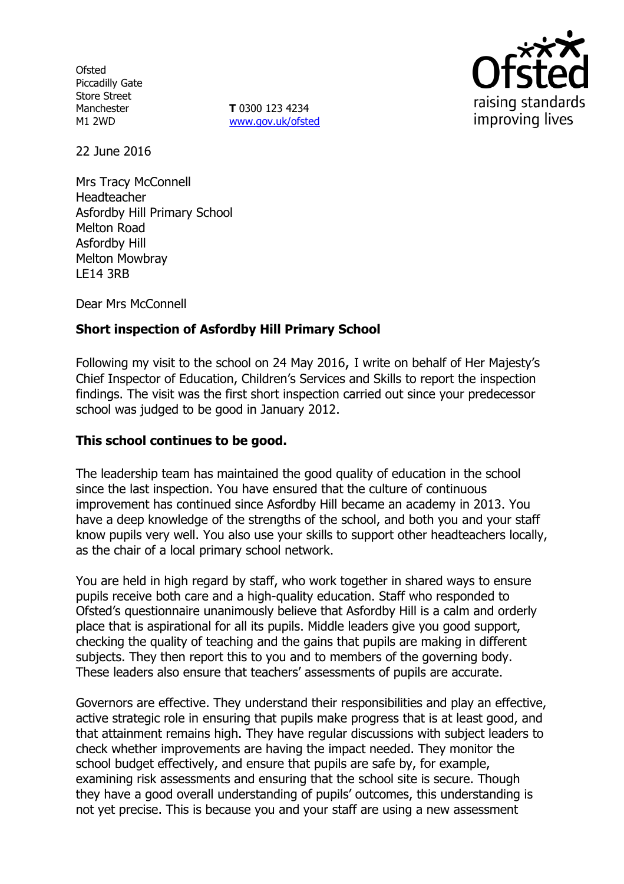Ofsted
Piccadilly Gate
Store Street
Manchester
M1 2WD

**T** 0300 123 4234
www.gov.uk/ofsted

22 June 2016

Mrs Tracy McConnell
Headteacher
Asfordby Hill Primary School
Melton Road
Asfordby Hill
Melton Mowbray
LE14 3RB

Dear Mrs McConnell

**Short inspection of Asfordby Hill Primary School**

Following my visit to the school on 24 May 2016, I write on behalf of Her Majesty's Chief Inspector of Education, Children's Services and Skills to report the inspection findings. The visit was the first short inspection carried out since your predecessor school was judged to be good in January 2012.

**This school continues to be good.**

The leadership team has maintained the good quality of education in the school since the last inspection. You have ensured that the culture of continuous improvement has continued since Asfordby Hill became an academy in 2013. You have a deep knowledge of the strengths of the school, and both you and your staff know pupils very well. You also use your skills to support other headteachers locally, as the chair of a local primary school network.

You are held in high regard by staff, who work together in shared ways to ensure pupils receive both care and a high-quality education. Staff who responded to Ofsted's questionnaire unanimously believe that Asfordby Hill is a calm and orderly place that is aspirational for all its pupils. Middle leaders give you good support, checking the quality of teaching and the gains that pupils are making in different subjects. They then report this to you and to members of the governing body. These leaders also ensure that teachers' assessments of pupils are accurate.

Governors are effective. They understand their responsibilities and play an effective, active strategic role in ensuring that pupils make progress that is at least good, and that attainment remains high. They have regular discussions with subject leaders to check whether improvements are having the impact needed. They monitor the school budget effectively, and ensure that pupils are safe by, for example, examining risk assessments and ensuring that the school site is secure. Though they have a good overall understanding of pupils' outcomes, this understanding is not yet precise. This is because you and your staff are using a new assessment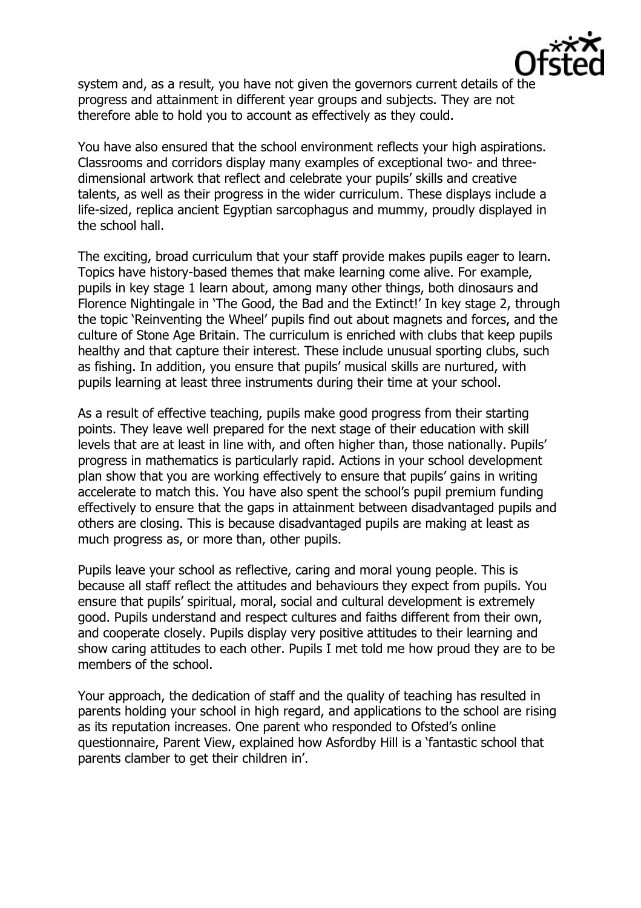system and, as a result, you have not given the governors current details of the progress and attainment in different year groups and subjects. They are not therefore able to hold you to account as effectively as they could.

You have also ensured that the school environment reflects your high aspirations. Classrooms and corridors display many examples of exceptional two- and three-dimensional artwork that reflect and celebrate your pupils' skills and creative talents, as well as their progress in the wider curriculum. These displays include a life-sized, replica ancient Egyptian sarcophagus and mummy, proudly displayed in the school hall.

The exciting, broad curriculum that your staff provide makes pupils eager to learn. Topics have history-based themes that make learning come alive. For example, pupils in key stage 1 learn about, among many other things, both dinosaurs and Florence Nightingale in 'The Good, the Bad and the Extinct!' In key stage 2, through the topic 'Reinventing the Wheel' pupils find out about magnets and forces, and the culture of Stone Age Britain. The curriculum is enriched with clubs that keep pupils healthy and that capture their interest. These include unusual sporting clubs, such as fishing. In addition, you ensure that pupils' musical skills are nurtured, with pupils learning at least three instruments during their time at your school.

As a result of effective teaching, pupils make good progress from their starting points. They leave well prepared for the next stage of their education with skill levels that are at least in line with, and often higher than, those nationally. Pupils' progress in mathematics is particularly rapid. Actions in your school development plan show that you are working effectively to ensure that pupils' gains in writing accelerate to match this. You have also spent the school's pupil premium funding effectively to ensure that the gaps in attainment between disadvantaged pupils and others are closing. This is because disadvantaged pupils are making at least as much progress as, or more than, other pupils.

Pupils leave your school as reflective, caring and moral young people. This is because all staff reflect the attitudes and behaviours they expect from pupils. You ensure that pupils' spiritual, moral, social and cultural development is extremely good. Pupils understand and respect cultures and faiths different from their own, and cooperate closely. Pupils display very positive attitudes to their learning and show caring attitudes to each other. Pupils I met told me how proud they are to be members of the school.

Your approach, the dedication of staff and the quality of teaching has resulted in parents holding your school in high regard, and applications to the school are rising as its reputation increases. One parent who responded to Ofsted's online questionnaire, Parent View, explained how Asfordby Hill is a 'fantastic school that parents clamber to get their children in'.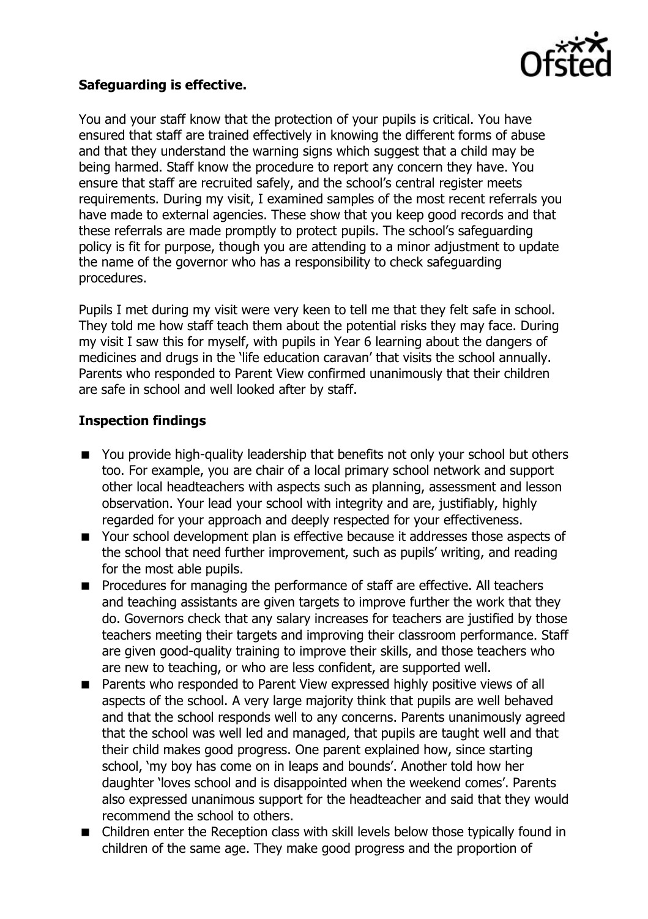**Safeguarding is effective.**

You and your staff know that the protection of your pupils is critical. You have ensured that staff are trained effectively in knowing the different forms of abuse and that they understand the warning signs which suggest that a child may be being harmed. Staff know the procedure to report any concern they have. You ensure that staff are recruited safely, and the school's central register meets requirements. During my visit, I examined samples of the most recent referrals you have made to external agencies. These show that you keep good records and that these referrals are made promptly to protect pupils. The school's safeguarding policy is fit for purpose, though you are attending to a minor adjustment to update the name of the governor who has a responsibility to check safeguarding procedures.

Pupils I met during my visit were very keen to tell me that they felt safe in school. They told me how staff teach them about the potential risks they may face. During my visit I saw this for myself, with pupils in Year 6 learning about the dangers of medicines and drugs in the 'life education caravan' that visits the school annually. Parents who responded to Parent View confirmed unanimously that their children are safe in school and well looked after by staff.

## Inspection findings

- You provide high-quality leadership that benefits not only your school but others too. For example, you are chair of a local primary school network and support other local headteachers with aspects such as planning, assessment and lesson observation. Your lead your school with integrity and are, justifiably, highly regarded for your approach and deeply respected for your effectiveness.
- Your school development plan is effective because it addresses those aspects of the school that need further improvement, such as pupils' writing, and reading for the most able pupils.
- Procedures for managing the performance of staff are effective. All teachers and teaching assistants are given targets to improve further the work that they do. Governors check that any salary increases for teachers are justified by those teachers meeting their targets and improving their classroom performance. Staff are given good-quality training to improve their skills, and those teachers who are new to teaching, or who are less confident, are supported well.
- Parents who responded to Parent View expressed highly positive views of all aspects of the school. A very large majority think that pupils are well behaved and that the school responds well to any concerns. Parents unanimously agreed that the school was well led and managed, that pupils are taught well and that their child makes good progress. One parent explained how, since starting school, 'my boy has come on in leaps and bounds'. Another told how her daughter 'loves school and is disappointed when the weekend comes'. Parents also expressed unanimous support for the headteacher and said that they would recommend the school to others.
- Children enter the Reception class with skill levels below those typically found in children of the same age. They make good progress and the proportion of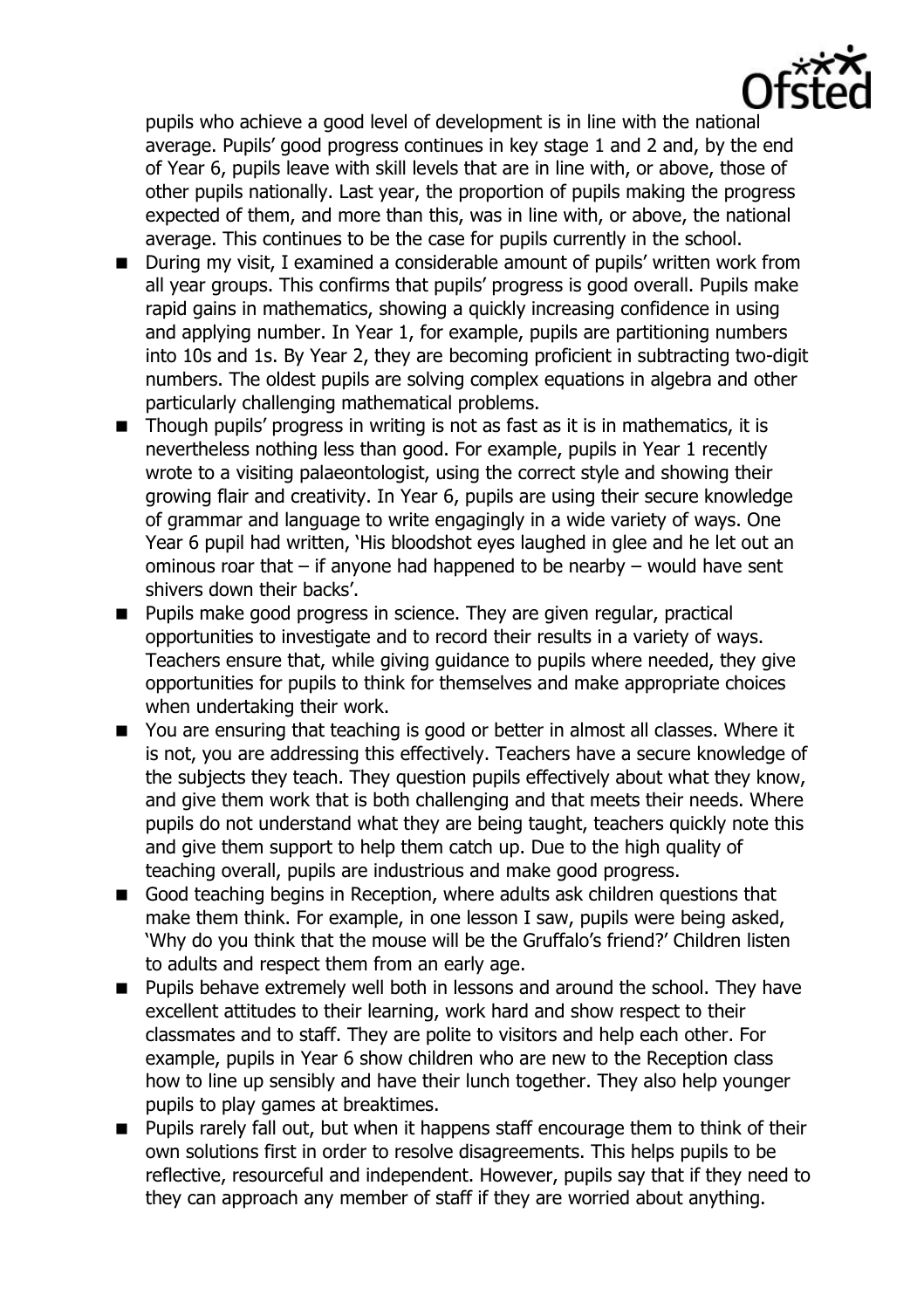pupils who achieve a good level of development is in line with the national average. Pupils' good progress continues in key stage 1 and 2 and, by the end of Year 6, pupils leave with skill levels that are in line with, or above, those of other pupils nationally. Last year, the proportion of pupils making the progress expected of them, and more than this, was in line with, or above, the national average. This continues to be the case for pupils currently in the school.

- During my visit, I examined a considerable amount of pupils' written work from all year groups. This confirms that pupils' progress is good overall. Pupils make rapid gains in mathematics, showing a quickly increasing confidence in using and applying number. In Year 1, for example, pupils are partitioning numbers into 10s and 1s. By Year 2, they are becoming proficient in subtracting two-digit numbers. The oldest pupils are solving complex equations in algebra and other particularly challenging mathematical problems.
- Though pupils' progress in writing is not as fast as it is in mathematics, it is nevertheless nothing less than good. For example, pupils in Year 1 recently wrote to a visiting palaeontologist, using the correct style and showing their growing flair and creativity. In Year 6, pupils are using their secure knowledge of grammar and language to write engagingly in a wide variety of ways. One Year 6 pupil had written, 'His bloodshot eyes laughed in glee and he let out an ominous roar that – if anyone had happened to be nearby – would have sent shivers down their backs'.
- Pupils make good progress in science. They are given regular, practical opportunities to investigate and to record their results in a variety of ways. Teachers ensure that, while giving guidance to pupils where needed, they give opportunities for pupils to think for themselves and make appropriate choices when undertaking their work.
- You are ensuring that teaching is good or better in almost all classes. Where it is not, you are addressing this effectively. Teachers have a secure knowledge of the subjects they teach. They question pupils effectively about what they know, and give them work that is both challenging and that meets their needs. Where pupils do not understand what they are being taught, teachers quickly note this and give them support to help them catch up. Due to the high quality of teaching overall, pupils are industrious and make good progress.
- Good teaching begins in Reception, where adults ask children questions that make them think. For example, in one lesson I saw, pupils were being asked, 'Why do you think that the mouse will be the Gruffalo's friend?' Children listen to adults and respect them from an early age.
- Pupils behave extremely well both in lessons and around the school. They have excellent attitudes to their learning, work hard and show respect to their classmates and to staff. They are polite to visitors and help each other. For example, pupils in Year 6 show children who are new to the Reception class how to line up sensibly and have their lunch together. They also help younger pupils to play games at breaktimes.
- Pupils rarely fall out, but when it happens staff encourage them to think of their own solutions first in order to resolve disagreements. This helps pupils to be reflective, resourceful and independent. However, pupils say that if they need to they can approach any member of staff if they are worried about anything.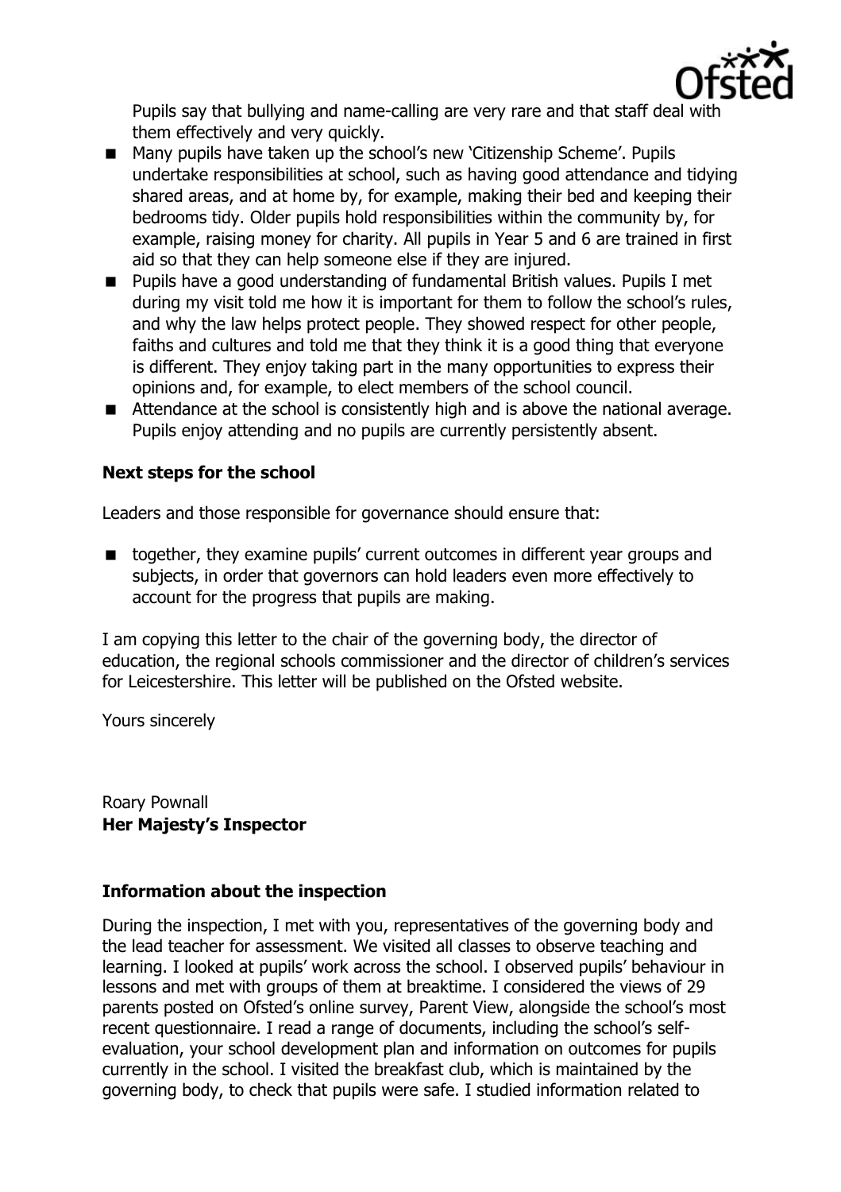Pupils say that bullying and name-calling are very rare and that staff deal with them effectively and very quickly.

- Many pupils have taken up the school's new 'Citizenship Scheme'. Pupils undertake responsibilities at school, such as having good attendance and tidying shared areas, and at home by, for example, making their bed and keeping their bedrooms tidy. Older pupils hold responsibilities within the community by, for example, raising money for charity. All pupils in Year 5 and 6 are trained in first aid so that they can help someone else if they are injured.
- Pupils have a good understanding of fundamental British values. Pupils I met during my visit told me how it is important for them to follow the school's rules, and why the law helps protect people. They showed respect for other people, faiths and cultures and told me that they think it is a good thing that everyone is different. They enjoy taking part in the many opportunities to express their opinions and, for example, to elect members of the school council.
- Attendance at the school is consistently high and is above the national average. Pupils enjoy attending and no pupils are currently persistently absent.

### Next steps for the school

Leaders and those responsible for governance should ensure that:

- together, they examine pupils' current outcomes in different year groups and subjects, in order that governors can hold leaders even more effectively to account for the progress that pupils are making.

I am copying this letter to the chair of the governing body, the director of education, the regional schools commissioner and the director of children's services for Leicestershire. This letter will be published on the Ofsted website.

Yours sincerely

Roary Pownall
**Her Majesty's Inspector**

### Information about the inspection

During the inspection, I met with you, representatives of the governing body and the lead teacher for assessment. We visited all classes to observe teaching and learning. I looked at pupils' work across the school. I observed pupils' behaviour in lessons and met with groups of them at breaktime. I considered the views of 29 parents posted on Ofsted's online survey, Parent View, alongside the school's most recent questionnaire. I read a range of documents, including the school's self-evaluation, your school development plan and information on outcomes for pupils currently in the school. I visited the breakfast club, which is maintained by the governing body, to check that pupils were safe. I studied information related to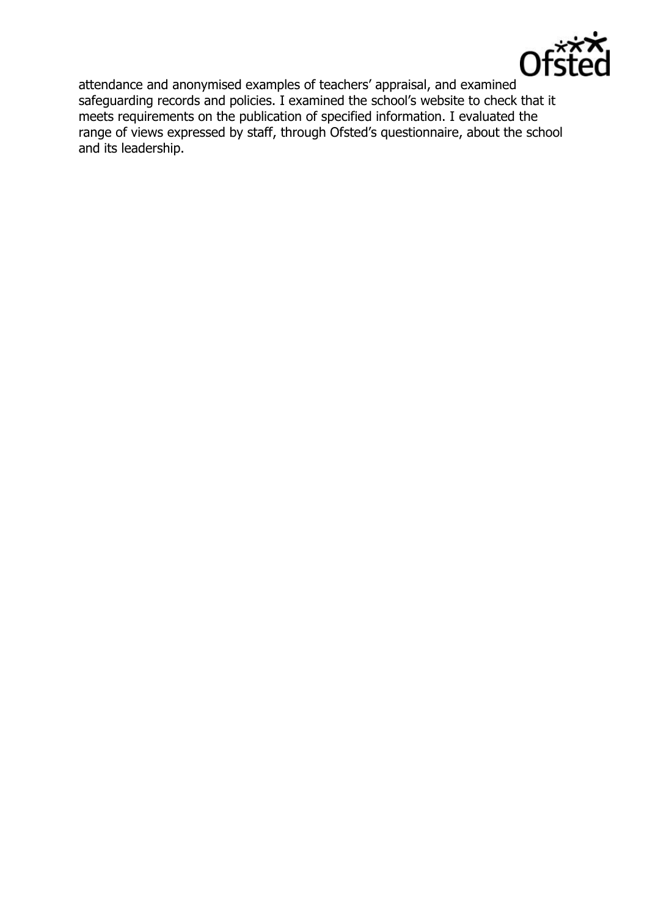attendance and anonymised examples of teachers' appraisal, and examined safeguarding records and policies. I examined the school's website to check that it meets requirements on the publication of specified information. I evaluated the range of views expressed by staff, through Ofsted's questionnaire, about the school and its leadership.